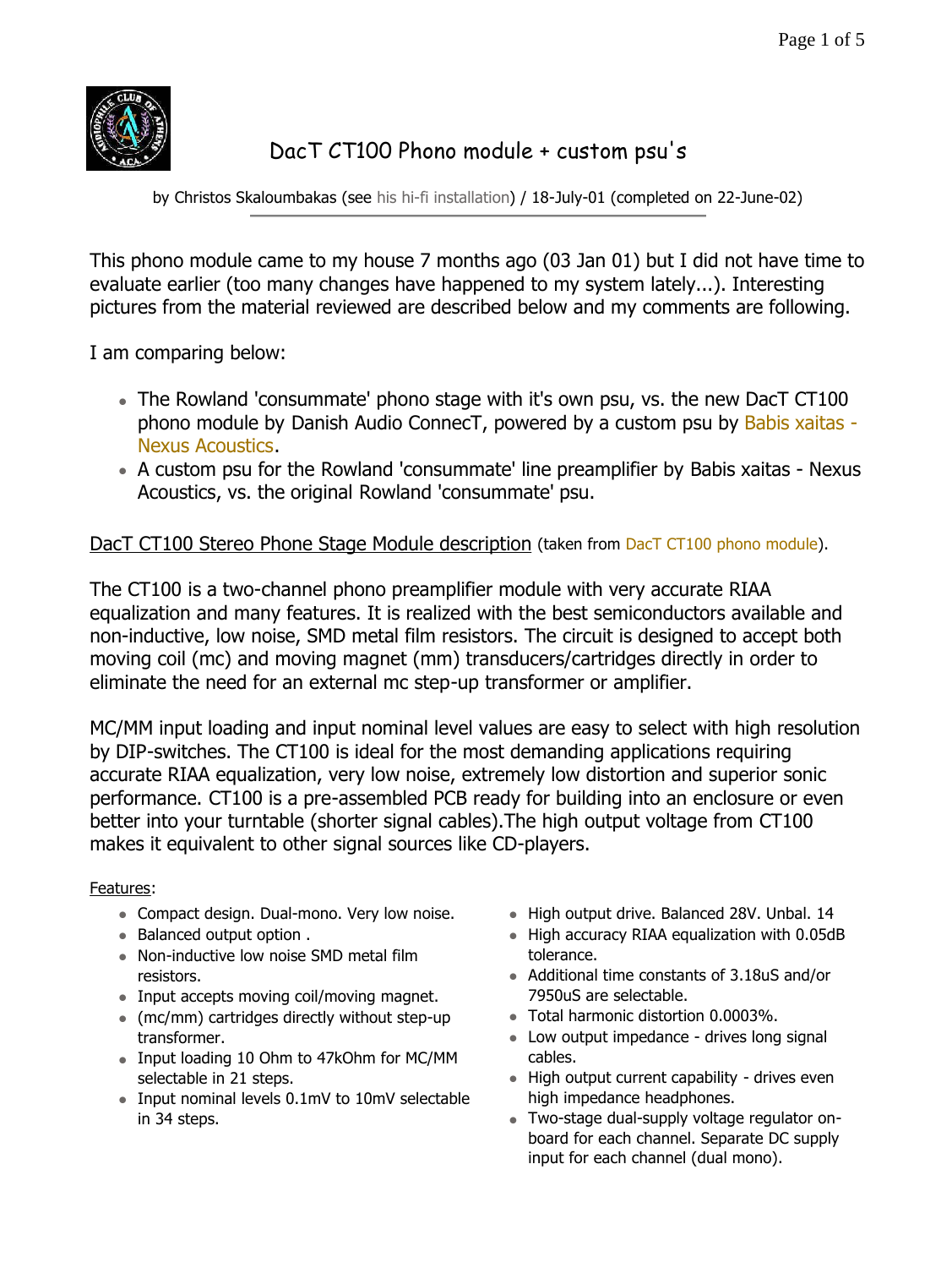# DacT CT100 Phono module + custom psu's

by Christos Skaloumbakas (see his hi-fi installation) / 18-July-01 (completed on 22-June-02)

---

This phono module came to my house 7 months ago (03 Jan 01) but I did not have time to evaluate earlier (too many changes have happened to my system lately...). Interesting pictures from the material reviewed are described below and my comments are following.

I am comparing below:

- The Rowland 'consummate' phono stage with it's own psu, vs. the new DacT CT100 phono module by Danish Audio ConnecT, powered by a custom psu by Babis xaitas - Nexus Acoustics.
- A custom psu for the Rowland 'consummate' line preamplifier by Babis xaitas - Nexus Acoustics, vs. the original Rowland 'consummate' psu.

DacT CT100 Stereo Phone Stage Module description (taken from DacT CT100 phono module).

The CT100 is a two-channel phono preamplifier module with very accurate RIAA equalization and many features. It is realized with the best semiconductors available and non-inductive, low noise, SMD metal film resistors. The circuit is designed to accept both moving coil (mc) and moving magnet (mm) transducers/cartridges directly in order to eliminate the need for an external mc step-up transformer or amplifier.

MC/MM input loading and input nominal level values are easy to select with high resolution by DIP-switches. The CT100 is ideal for the most demanding applications requiring accurate RIAA equalization, very low noise, extremely low distortion and superior sonic performance. CT100 is a pre-assembled PCB ready for building into an enclosure or even better into your turntable (shorter signal cables).The high output voltage from CT100 makes it equivalent to other signal sources like CD-players.

Features:

- Compact design. Dual-mono. Very low noise.
- Balanced output option .
- Non-inductive low noise SMD metal film resistors.
- Input accepts moving coil/moving magnet.
- (mc/mm) cartridges directly without step-up transformer.
- Input loading 10 Ohm to 47kOhm for MC/MM selectable in 21 steps.
- Input nominal levels 0.1mV to 10mV selectable in 34 steps.
- High output drive. Balanced 28V. Unbal. 14
- High accuracy RIAA equalization with 0.05dB tolerance.
- Additional time constants of 3.18uS and/or 7950uS are selectable.
- Total harmonic distortion 0.0003%.
- Low output impedance - drives long signal cables.
- High output current capability - drives even high impedance headphones.
- Two-stage dual-supply voltage regulator on-board for each channel. Separate DC supply input for each channel (dual mono).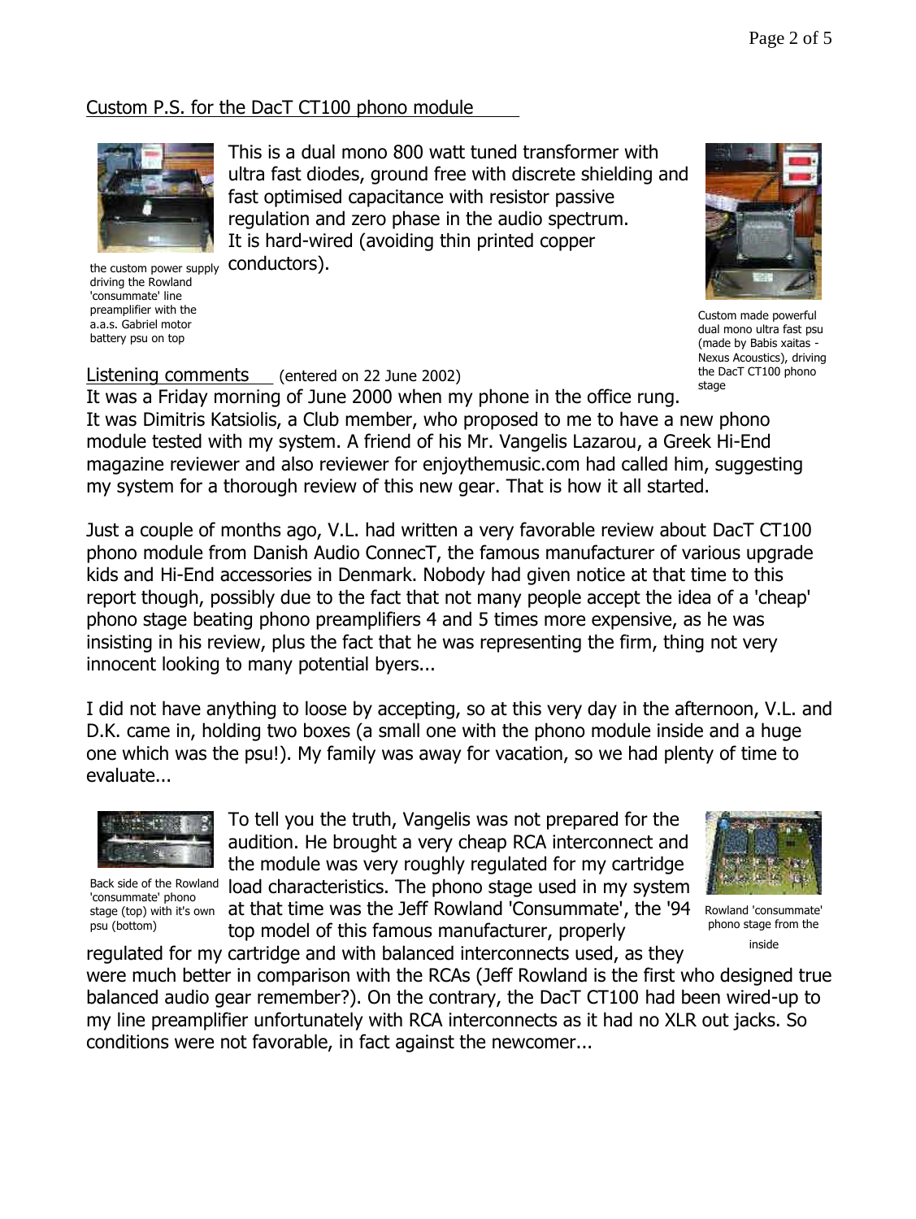## Custom P.S. for the DacT CT100 phono module

This is a dual mono 800 watt tuned transformer with ultra fast diodes, ground free with discrete shielding and fast optimised capacitance with resistor passive regulation and zero phase in the audio spectrum. It is hard-wired (avoiding thin printed copper conductors).

the custom power supply driving the Rowland 'consummate' line preamplifier with the a.a.s. Gabriel motor battery psu on top

Custom made powerful dual mono ultra fast psu (made by Babis xaitas - Nexus Acoustics), driving the DacT CT100 phono stage

## Listening comments (entered on 22 June 2002)

It was a Friday morning of June 2000 when my phone in the office rung. It was Dimitris Katsiolis, a Club member, who proposed to me to have a new phono module tested with my system. A friend of his Mr. Vangelis Lazarou, a Greek Hi-End magazine reviewer and also reviewer for enjoythemusic.com had called him, suggesting my system for a thorough review of this new gear. That is how it all started.

Just a couple of months ago, V.L. had written a very favorable review about DacT CT100 phono module from Danish Audio ConnecT, the famous manufacturer of various upgrade kids and Hi-End accessories in Denmark. Nobody had given notice at that time to this report though, possibly due to the fact that not many people accept the idea of a 'cheap' phono stage beating phono preamplifiers 4 and 5 times more expensive, as he was insisting in his review, plus the fact that he was representing the firm, thing not very innocent looking to many potential byers...

I did not have anything to loose by accepting, so at this very day in the afternoon, V.L. and D.K. came in, holding two boxes (a small one with the phono module inside and a huge one which was the psu!). My family was away for vacation, so we had plenty of time to evaluate...

Back side of the Rowland 'consummate' phono stage (top) with it's own psu (bottom)

Rowland 'consummate' phono stage from the inside

To tell you the truth, Vangelis was not prepared for the audition. He brought a very cheap RCA interconnect and the module was very roughly regulated for my cartridge load characteristics. The phono stage used in my system at that time was the Jeff Rowland 'Consummate', the '94 top model of this famous manufacturer, properly regulated for my cartridge and with balanced interconnects used, as they were much better in comparison with the RCAs (Jeff Rowland is the first who designed true balanced audio gear remember?). On the contrary, the DacT CT100 had been wired-up to my line preamplifier unfortunately with RCA interconnects as it had no XLR out jacks. So conditions were not favorable, in fact against the newcomer...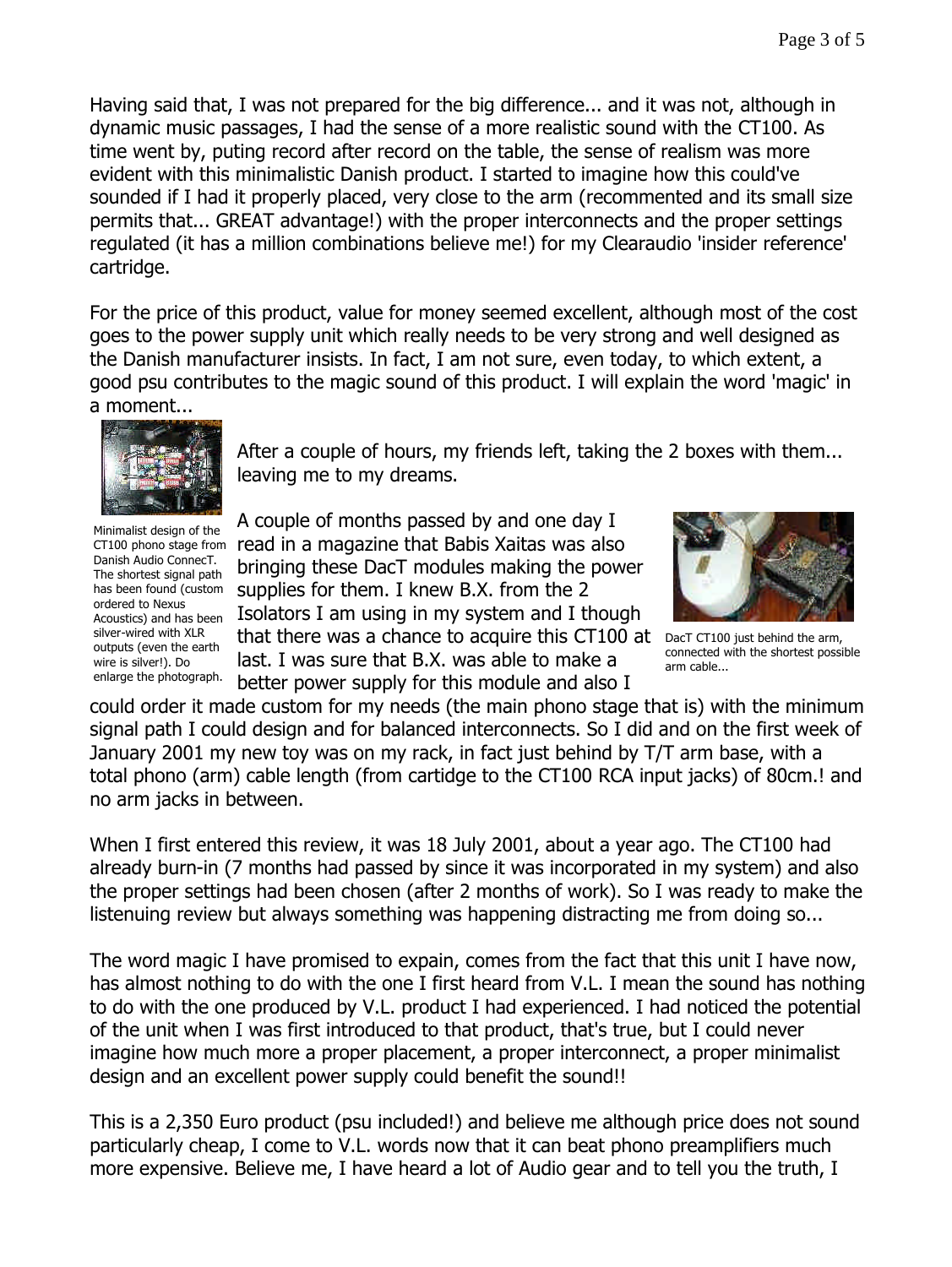Having said that, I was not prepared for the big difference... and it was not, although in dynamic music passages, I had the sense of a more realistic sound with the CT100. As time went by, puting record after record on the table, the sense of realism was more evident with this minimalistic Danish product. I started to imagine how this could've sounded if I had it properly placed, very close to the arm (recommented and its small size permits that... GREAT advantage!) with the proper interconnects and the proper settings regulated (it has a million combinations believe me!) for my Clearaudio 'insider reference' cartridge.

For the price of this product, value for money seemed excellent, although most of the cost goes to the power supply unit which really needs to be very strong and well designed as the Danish manufacturer insists. In fact, I am not sure, even today, to which extent, a good psu contributes to the magic sound of this product. I will explain the word 'magic' in a moment...

Minimalist design of the CT100 phono stage from Danish Audio ConnecT. The shortest signal path has been found (custom ordered to Nexus Acoustics) and has been silver-wired with XLR outputs (even the earth wire is silver!). Do enlarge the photograph.

After a couple of hours, my friends left, taking the 2 boxes with them... leaving me to my dreams.

A couple of months passed by and one day I read in a magazine that Babis Xaitas was also bringing these DacT modules making the power supplies for them. I knew B.X. from the 2 Isolators I am using in my system and I though that there was a chance to acquire this CT100 at last. I was sure that B.X. was able to make a better power supply for this module and also I could order it made custom for my needs (the main phono stage that is) with the minimum signal path I could design and for balanced interconnects. So I did and on the first week of January 2001 my new toy was on my rack, in fact just behind by T/T arm base, with a total phono (arm) cable length (from cartidge to the CT100 RCA input jacks) of 80cm.! and no arm jacks in between.

DacT CT100 just behind the arm, connected with the shortest possible arm cable...

When I first entered this review, it was 18 July 2001, about a year ago. The CT100 had already burn-in (7 months had passed by since it was incorporated in my system) and also the proper settings had been chosen (after 2 months of work). So I was ready to make the listenuing review but always something was happening distracting me from doing so...

The word magic I have promised to expain, comes from the fact that this unit I have now, has almost nothing to do with the one I first heard from V.L. I mean the sound has nothing to do with the one produced by V.L. product I had experienced. I had noticed the potential of the unit when I was first introduced to that product, that's true, but I could never imagine how much more a proper placement, a proper interconnect, a proper minimalist design and an excellent power supply could benefit the sound!!

This is a 2,350 Euro product (psu included!) and believe me although price does not sound particularly cheap, I come to V.L. words now that it can beat phono preamplifiers much more expensive. Believe me, I have heard a lot of Audio gear and to tell you the truth, I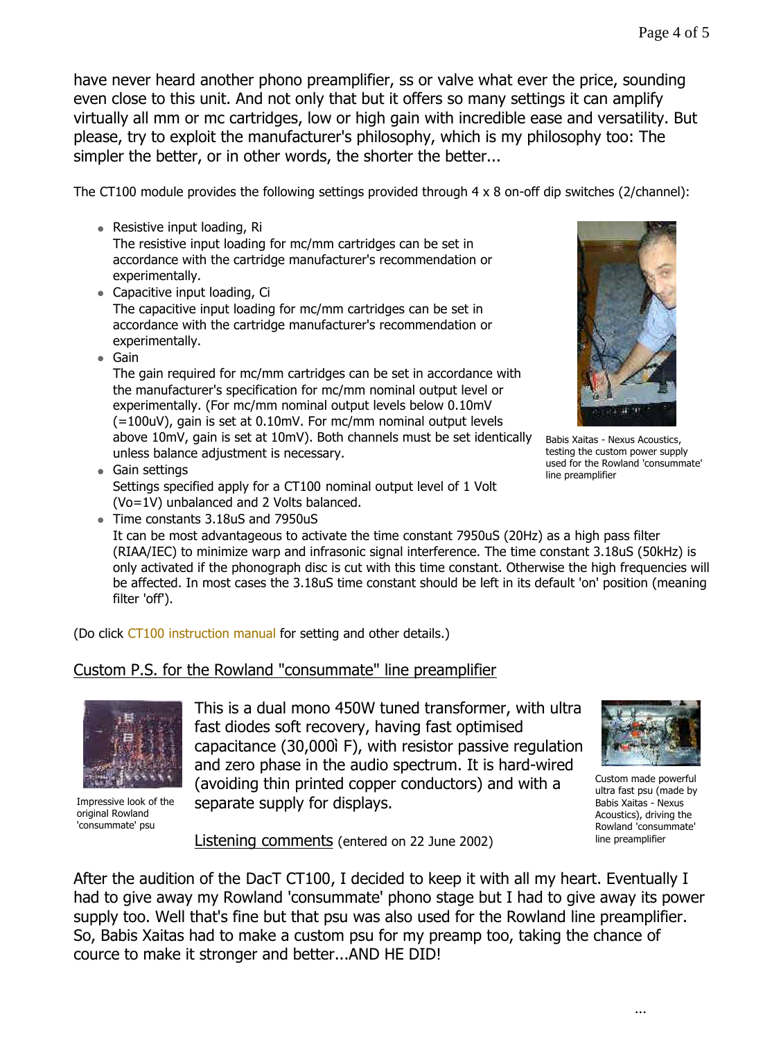have never heard another phono preamplifier, ss or valve what ever the price, sounding even close to this unit. And not only that but it offers so many settings it can amplify virtually all mm or mc cartridges, low or high gain with incredible ease and versatility. But please, try to exploit the manufacturer's philosophy, which is my philosophy too: The simpler the better, or in other words, the shorter the better...

The CT100 module provides the following settings provided through 4 x 8 on-off dip switches (2/channel):

- Resistive input loading, Ri
  The resistive input loading for mc/mm cartridges can be set in accordance with the cartridge manufacturer's recommendation or experimentally.
- Capacitive input loading, Ci
  The capacitive input loading for mc/mm cartridges can be set in accordance with the cartridge manufacturer's recommendation or experimentally.
- Gain
  The gain required for mc/mm cartridges can be set in accordance with the manufacturer's specification for mc/mm nominal output level or experimentally. (For mc/mm nominal output levels below 0.10mV (=100uV), gain is set at 0.10mV. For mc/mm nominal output levels above 10mV, gain is set at 10mV). Both channels must be set identically unless balance adjustment is necessary.
- Gain settings
  Settings specified apply for a CT100 nominal output level of 1 Volt (Vo=1V) unbalanced and 2 Volts balanced.
- Time constants 3.18uS and 7950uS
  It can be most advantageous to activate the time constant 7950uS (20Hz) as a high pass filter (RIAA/IEC) to minimize warp and infrasonic signal interference. The time constant 3.18uS (50kHz) is only activated if the phonograph disc is cut with this time constant. Otherwise the high frequencies will be affected. In most cases the 3.18uS time constant should be left in its default 'on' position (meaning filter 'off').

Babis Xaitas - Nexus Acoustics, testing the custom power supply used for the Rowland 'consummate' line preamplifier

(Do click CT100 instruction manual for setting and other details.)

## Custom P.S. for the Rowland "consummate" line preamplifier

Impressive look of the original Rowland 'consummate' psu

This is a dual mono 450W tuned transformer, with ultra fast diodes soft recovery, having fast optimised capacitance (30,000ì F), with resistor passive regulation and zero phase in the audio spectrum. It is hard-wired (avoiding thin printed copper conductors) and with a separate supply for displays.

Custom made powerful ultra fast psu (made by Babis Xaitas - Nexus Acoustics), driving the Rowland 'consummate' line preamplifier

Listening comments (entered on 22 June 2002)

After the audition of the DacT CT100, I decided to keep it with all my heart. Eventually I had to give away my Rowland 'consummate' phono stage but I had to give away its power supply too. Well that's fine but that psu was also used for the Rowland line preamplifier. So, Babis Xaitas had to make a custom psu for my preamp too, taking the chance of cource to make it stronger and better...AND HE DID!

...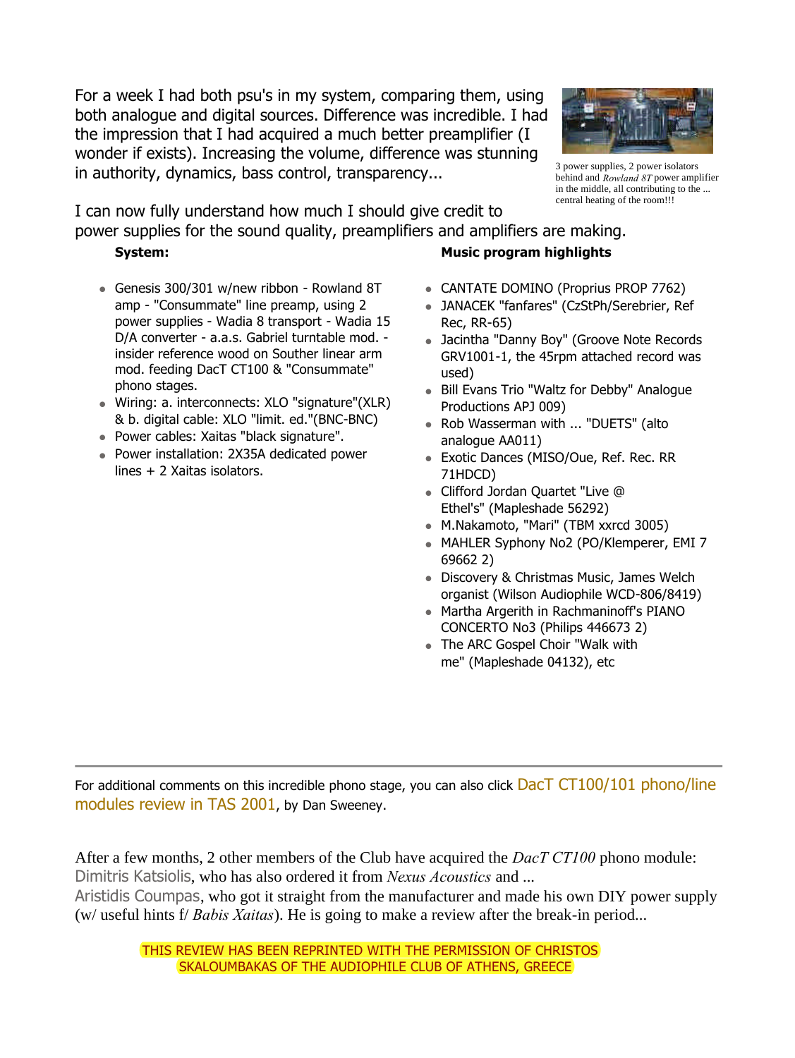For a week I had both psu's in my system, comparing them, using both analogue and digital sources. Difference was incredible. I had the impression that I had acquired a much better preamplifier (I wonder if exists). Increasing the volume, difference was stunning in authority, dynamics, bass control, transparency...

3 power supplies, 2 power isolators behind and *Rowland 8T* power amplifier in the middle, all contributing to the ... central heating of the room!!!

I can now fully understand how much I should give credit to power supplies for the sound quality, preamplifiers and amplifiers are making.

**System:**

- Genesis 300/301 w/new ribbon - Rowland 8T amp - "Consummate" line preamp, using 2 power supplies - Wadia 8 transport - Wadia 15 D/A converter - a.a.s. Gabriel turntable mod. - insider reference wood on Souther linear arm mod. feeding DacT CT100 & "Consummate" phono stages.
- Wiring: a. interconnects: XLO "signature"(XLR) & b. digital cable: XLO "limit. ed."(BNC-BNC)
- Power cables: Xaitas "black signature".
- Power installation: 2X35A dedicated power lines + 2 Xaitas isolators.

**Music program highlights**

- CANTATE DOMINO (Proprius PROP 7762)
- JANACEK "fanfares" (CzStPh/Serebrier, Ref Rec, RR-65)
- Jacintha "Danny Boy" (Groove Note Records GRV1001-1, the 45rpm attached record was used)
- Bill Evans Trio "Waltz for Debby" Analogue Productions APJ 009)
- Rob Wasserman with ... "DUETS" (alto analogue AA011)
- Exotic Dances (MISO/Oue, Ref. Rec. RR 71HDCD)
- Clifford Jordan Quartet "Live @ Ethel's" (Mapleshade 56292)
- M.Nakamoto, "Mari" (TBM xxrcd 3005)
- MAHLER Syphony No2 (PO/Klemperer, EMI 7 69662 2)
- Discovery & Christmas Music, James Welch organist (Wilson Audiophile WCD-806/8419)
- Martha Argerith in Rachmaninoff's PIANO CONCERTO No3 (Philips 446673 2)
- The ARC Gospel Choir "Walk with me" (Mapleshade 04132), etc

---

For additional comments on this incredible phono stage, you can also click DacT CT100/101 phono/line modules review in TAS 2001, by Dan Sweeney.

After a few months, 2 other members of the Club have acquired the *DacT CT100* phono module: Dimitris Katsiolis, who has also ordered it from *Nexus Acoustics* and ...
Aristidis Coumpas, who got it straight from the manufacturer and made his own DIY power supply (w/ useful hints f/ *Babis Xaitas*). He is going to make a review after the break-in period...

THIS REVIEW HAS BEEN REPRINTED WITH THE PERMISSION OF CHRISTOS SKALOUMBAKAS OF THE AUDIOPHILE CLUB OF ATHENS, GREECE